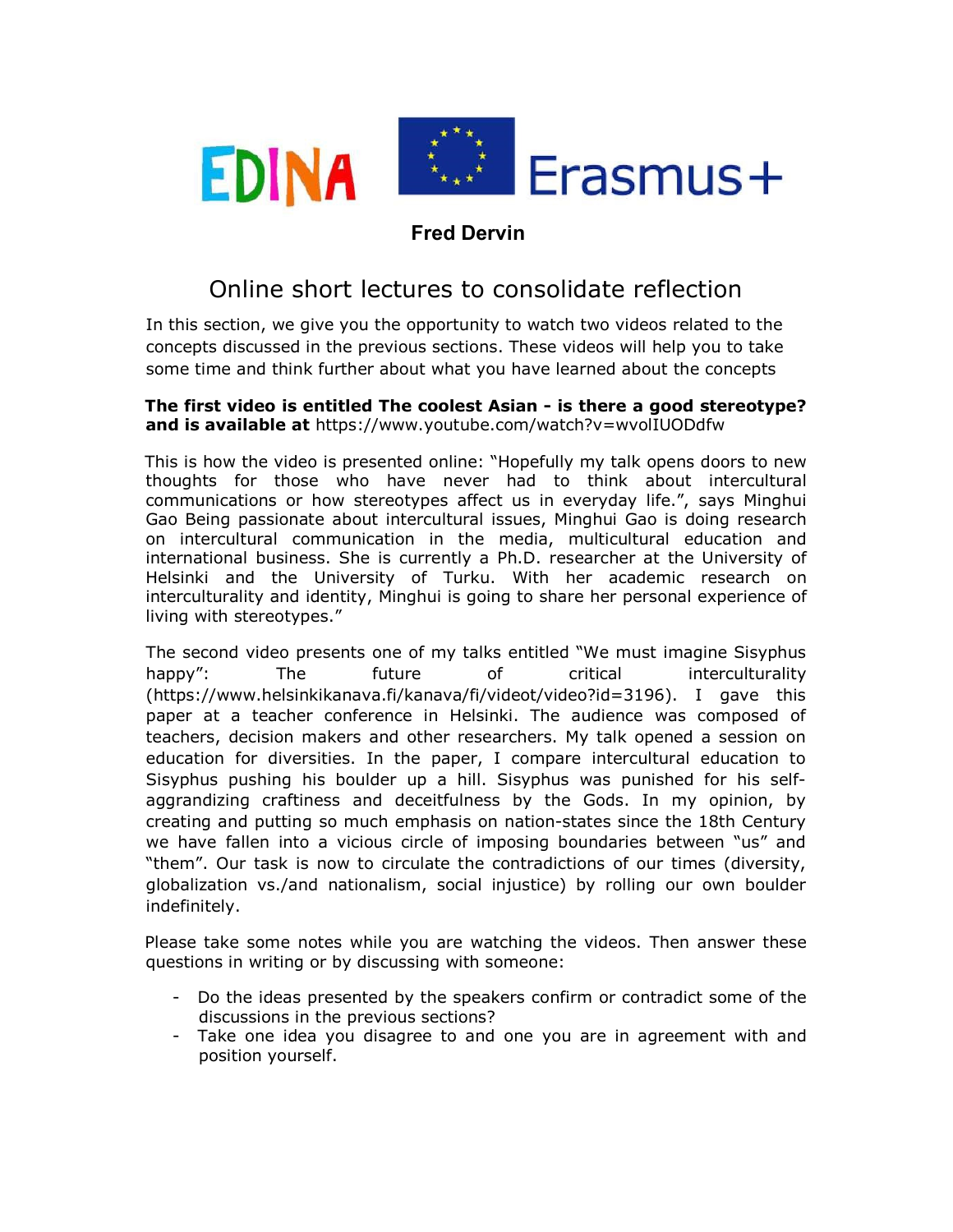EDINA Erasmus+

**Fred Dervin**

# Online short lectures to consolidate reflection

In this section, we give you the opportunity to watch two videos related to the concepts discussed in the previous sections. These videos will help you to take some time and think further about what you have learned about the concepts

**The first video is entitled The coolest Asian - is there a good stereotype? and is available at** https://www.youtube.com/watch?v=wvolIUODdfw

This is how the video is presented online: "Hopefully my talk opens doors to new thoughts for those who have never had to think about intercultural communications or how stereotypes affect us in everyday life.", says Minghui Gao Being passionate about intercultural issues, Minghui Gao is doing research on intercultural communication in the media, multicultural education and international business. She is currently a Ph.D. researcher at the University of Helsinki and the University of Turku. With her academic research on interculturality and identity, Minghui is going to share her personal experience of living with stereotypes."

The second video presents one of my talks entitled "We must imagine Sisyphus happy": The future of critical interculturality (https://www.helsinkikanava.fi/kanava/fi/videot/video?id=3196). I gave this paper at a teacher conference in Helsinki. The audience was composed of teachers, decision makers and other researchers. My talk opened a session on education for diversities. In the paper, I compare intercultural education to Sisyphus pushing his boulder up a hill. Sisyphus was punished for his self-aggrandizing craftiness and deceitfulness by the Gods. In my opinion, by creating and putting so much emphasis on nation-states since the 18th Century we have fallen into a vicious circle of imposing boundaries between "us" and "them". Our task is now to circulate the contradictions of our times (diversity, globalization vs./and nationalism, social injustice) by rolling our own boulder indefinitely.

Please take some notes while you are watching the videos. Then answer these questions in writing or by discussing with someone:

- Do the ideas presented by the speakers confirm or contradict some of the discussions in the previous sections?
- Take one idea you disagree to and one you are in agreement with and position yourself.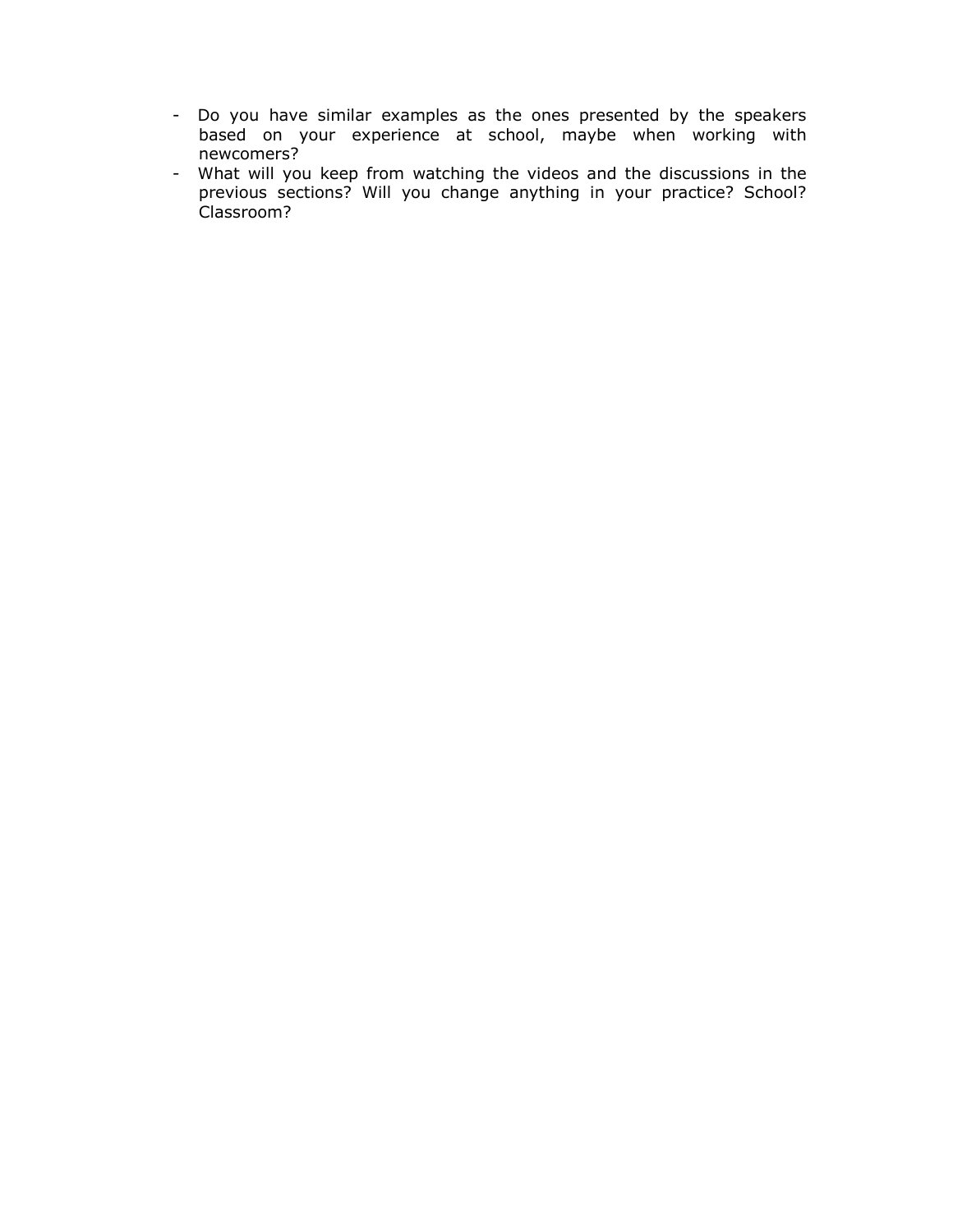- Do you have similar examples as the ones presented by the speakers based on your experience at school, maybe when working with newcomers?
- What will you keep from watching the videos and the discussions in the previous sections? Will you change anything in your practice? School? Classroom?